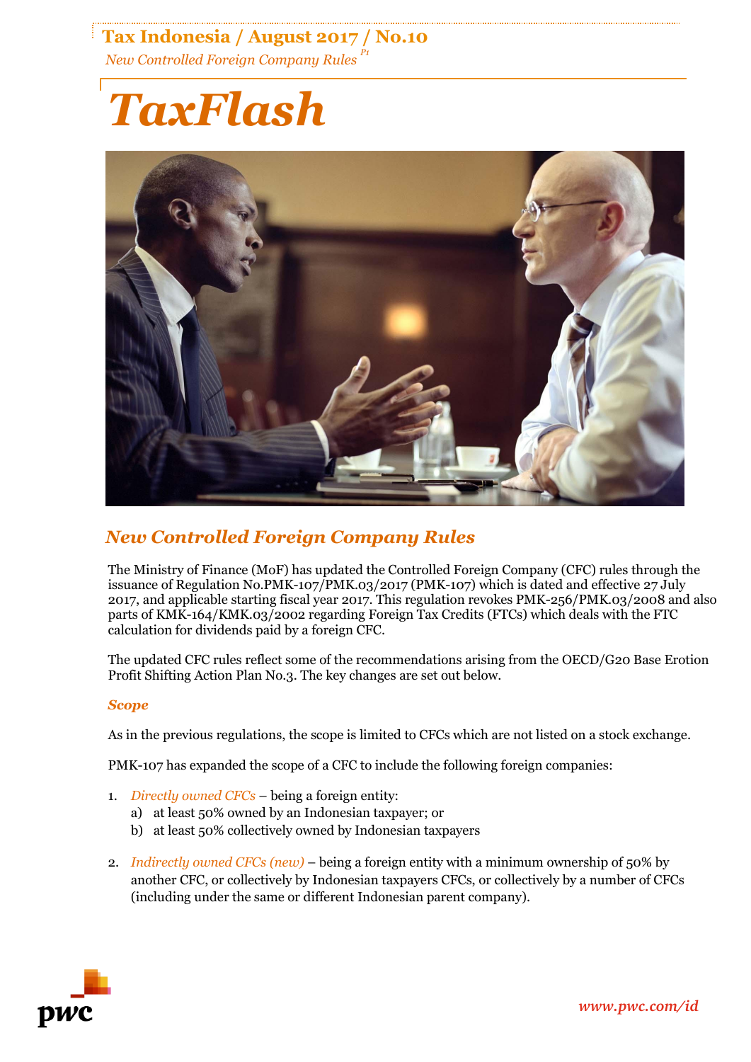# TaxFlash

## New Controlled Foreign Company Rules

The Ministry of Finance (MoF) has updated the Controlled Foreign Company (CFC) rules through the issuance of Regulation No.PMK-107/PMK.03/2017 (PMK-107) which is dated and effective 27 July 2017, and applicable starting fiscal year 2017. This regulation revokes PMK-256/PMK.03/2008 and also parts of KMK-164/KMK.03/2002 regarding Foreign Tax Credits (FTCs) which deals with the FTC calculation for dividends paid by a foreign CFC.

The updated CFC rules reflect some of the recommendations arising from the OECD/G20 Base Erotion Profit Shifting Action Plan No.3. The key changes are set out below.

### *Scope*

As in the previous regulations, the scope is limited to CFCs which are not listed on a stock exchange.

PMK-107 has expanded the scope of a CFC to include the following foreign companies:

1. *Directly owned CFCs* – being a foreign entity:
   a) at least 50% owned by an Indonesian taxpayer; or
   b) at least 50% collectively owned by Indonesian taxpayers
2. *Indirectly owned CFCs (new)* – being a foreign entity with a minimum ownership of 50% by another CFC, or collectively by Indonesian taxpayers CFCs, or collectively by a number of CFCs (including under the same or different Indonesian parent company).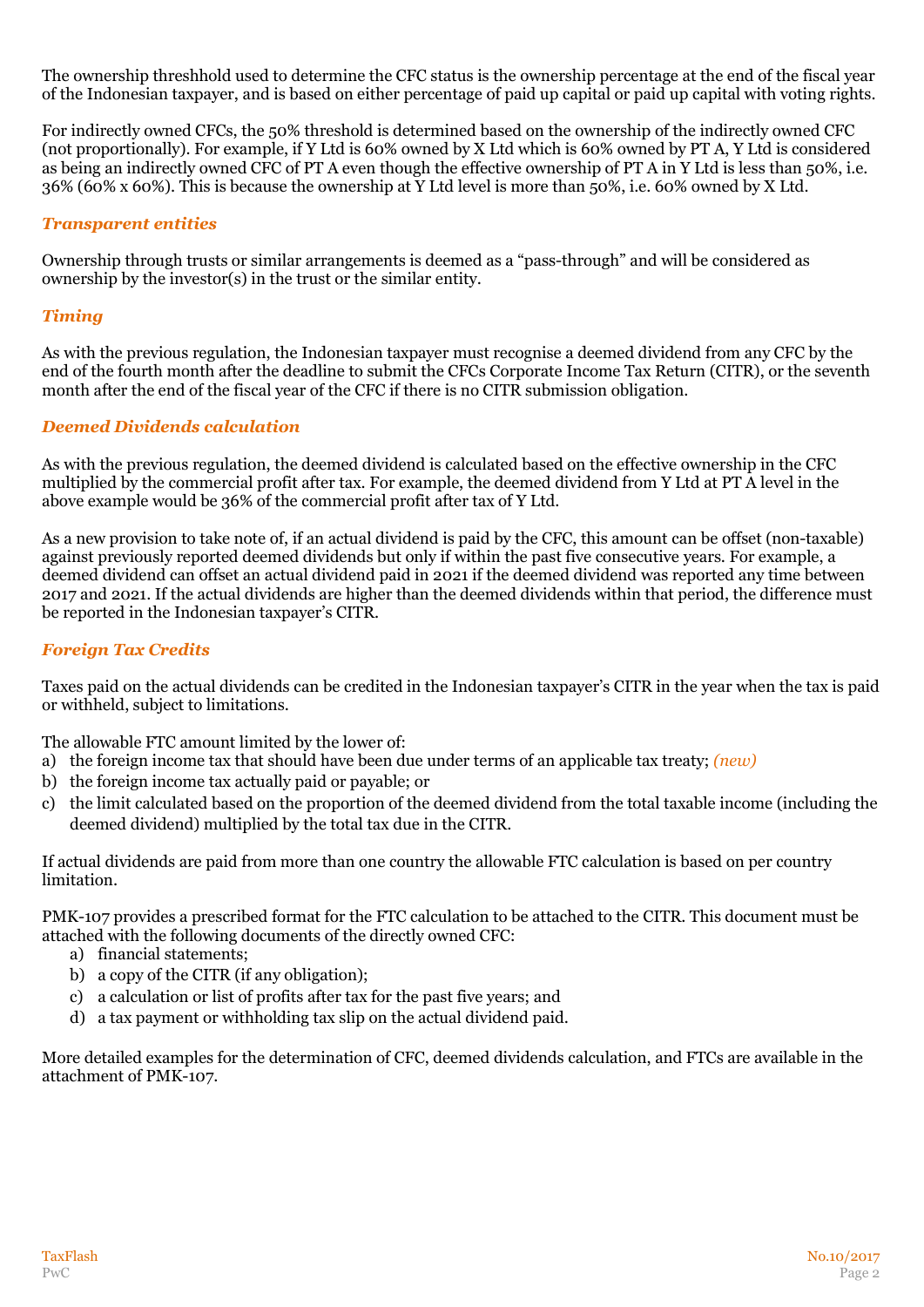The ownership threshhold used to determine the CFC status is the ownership percentage at the end of the fiscal year of the Indonesian taxpayer, and is based on either percentage of paid up capital or paid up capital with voting rights.

For indirectly owned CFCs, the 50% threshold is determined based on the ownership of the indirectly owned CFC (not proportionally). For example, if Y Ltd is 60% owned by X Ltd which is 60% owned by PT A, Y Ltd is considered as being an indirectly owned CFC of PT A even though the effective ownership of PT A in Y Ltd is less than 50%, i.e. 36% (60% x 60%). This is because the ownership at Y Ltd level is more than 50%, i.e. 60% owned by X Ltd.

### *Transparent entities*

Ownership through trusts or similar arrangements is deemed as a "pass-through" and will be considered as ownership by the investor(s) in the trust or the similar entity.

### *Timing*

As with the previous regulation, the Indonesian taxpayer must recognise a deemed dividend from any CFC by the end of the fourth month after the deadline to submit the CFCs Corporate Income Tax Return (CITR), or the seventh month after the end of the fiscal year of the CFC if there is no CITR submission obligation.

### *Deemed Dividends calculation*

As with the previous regulation, the deemed dividend is calculated based on the effective ownership in the CFC multiplied by the commercial profit after tax. For example, the deemed dividend from Y Ltd at PT A level in the above example would be 36% of the commercial profit after tax of Y Ltd.

As a new provision to take note of, if an actual dividend is paid by the CFC, this amount can be offset (non-taxable) against previously reported deemed dividends but only if within the past five consecutive years. For example, a deemed dividend can offset an actual dividend paid in 2021 if the deemed dividend was reported any time between 2017 and 2021. If the actual dividends are higher than the deemed dividends within that period, the difference must be reported in the Indonesian taxpayer's CITR.

### *Foreign Tax Credits*

Taxes paid on the actual dividends can be credited in the Indonesian taxpayer's CITR in the year when the tax is paid or withheld, subject to limitations.

The allowable FTC amount limited by the lower of:

a) the foreign income tax that should have been due under terms of an applicable tax treaty; *(new)*
b) the foreign income tax actually paid or payable; or
c) the limit calculated based on the proportion of the deemed dividend from the total taxable income (including the deemed dividend) multiplied by the total tax due in the CITR.

If actual dividends are paid from more than one country the allowable FTC calculation is based on per country limitation.

PMK-107 provides a prescribed format for the FTC calculation to be attached to the CITR. This document must be attached with the following documents of the directly owned CFC:

a) financial statements;
b) a copy of the CITR (if any obligation);
c) a calculation or list of profits after tax for the past five years; and
d) a tax payment or withholding tax slip on the actual dividend paid.

More detailed examples for the determination of CFC, deemed dividends calculation, and FTCs are available in the attachment of PMK-107.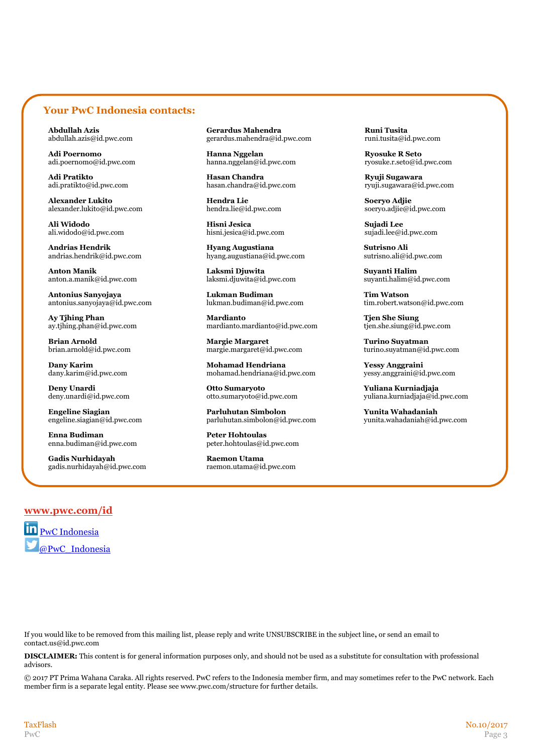## Your PwC Indonesia contacts:

**Abdullah Azis**
abdullah.azis@id.pwc.com

**Adi Poernomo**
adi.poernomo@id.pwc.com

**Adi Pratikto**
adi.pratikto@id.pwc.com

**Alexander Lukito**
alexander.lukito@id.pwc.com

**Ali Widodo**
ali.widodo@id.pwc.com

**Andrias Hendrik**
andrias.hendrik@id.pwc.com

**Anton Manik**
anton.a.manik@id.pwc.com

**Antonius Sanyojaya**
antonius.sanyojaya@id.pwc.com

**Ay Tjhing Phan**
ay.tjhing.phan@id.pwc.com

**Brian Arnold**
brian.arnold@id.pwc.com

**Dany Karim**
dany.karim@id.pwc.com

**Deny Unardi**
deny.unardi@id.pwc.com

**Engeline Siagian**
engeline.siagian@id.pwc.com

**Enna Budiman**
enna.budiman@id.pwc.com

**Gadis Nurhidayah**
gadis.nurhidayah@id.pwc.com

**Gerardus Mahendra**
gerardus.mahendra@id.pwc.com

**Hanna Nggelan**
hanna.nggelan@id.pwc.com

**Hasan Chandra**
hasan.chandra@id.pwc.com

**Hendra Lie**
hendra.lie@id.pwc.com

**Hisni Jesica**
hisni.jesica@id.pwc.com

**Hyang Augustiana**
hyang.augustiana@id.pwc.com

**Laksmi Djuwita**
laksmi.djuwita@id.pwc.com

**Lukman Budiman**
lukman.budiman@id.pwc.com

**Mardianto**
mardianto.mardianto@id.pwc.com

**Margie Margaret**
margie.margaret@id.pwc.com

**Mohamad Hendriana**
mohamad.hendriana@id.pwc.com

**Otto Sumaryoto**
otto.sumaryoto@id.pwc.com

**Parluhutan Simbolon**
parluhutan.simbolon@id.pwc.com

**Peter Hohtoulas**
peter.hohtoulas@id.pwc.com

**Raemon Utama**
raemon.utama@id.pwc.com

**Runi Tusita**
runi.tusita@id.pwc.com

**Ryosuke R Seto**
ryosuke.r.seto@id.pwc.com

**Ryuji Sugawara**
ryuji.sugawara@id.pwc.com

**Soeryo Adjie**
soeryo.adjie@id.pwc.com

**Sujadi Lee**
sujadi.lee@id.pwc.com

**Sutrisno Ali**
sutrisno.ali@id.pwc.com

**Suyanti Halim**
suyanti.halim@id.pwc.com

**Tim Watson**
tim.robert.watson@id.pwc.com

**Tjen She Siung**
tjen.she.siung@id.pwc.com

**Turino Suyatman**
turino.suyatman@id.pwc.com

**Yessy Anggraini**
yessy.anggraini@id.pwc.com

**Yuliana Kurniadjaja**
yuliana.kurniadjaja@id.pwc.com

**Yunita Wahadaniah**
yunita.wahadaniah@id.pwc.com

**www.pwc.com/id**

PwC Indonesia

@PwC_Indonesia

If you would like to be removed from this mailing list, please reply and write UNSUBSCRIBE in the subject line, or send an email to contact.us@id.pwc.com

**DISCLAIMER:** This content is for general information purposes only, and should not be used as a substitute for consultation with professional advisors.

© 2017 PT Prima Wahana Caraka. All rights reserved. PwC refers to the Indonesia member firm, and may sometimes refer to the PwC network. Each member firm is a separate legal entity. Please see www.pwc.com/structure for further details.